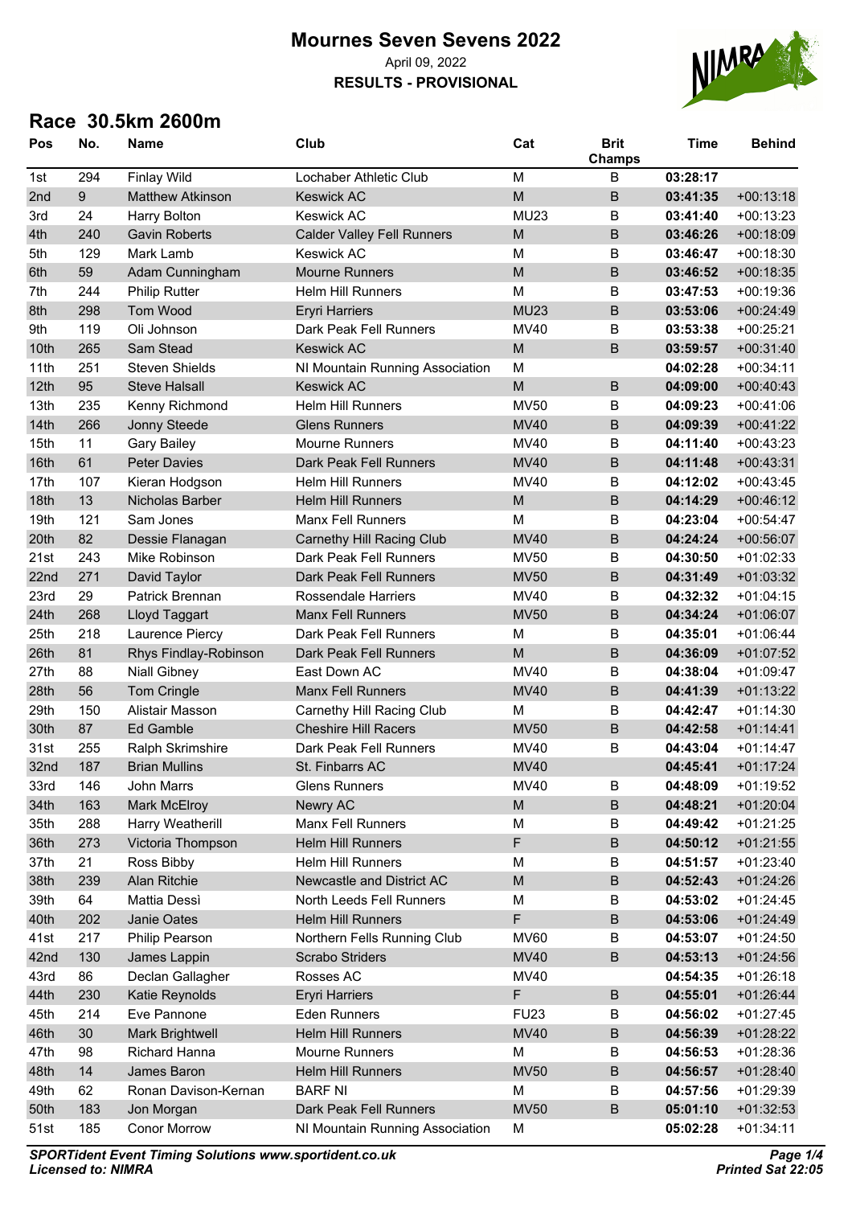# Mournes Seven Sevens 2022

April 09, 2022

**RESULTS - PROVISIONAL**

## Race 30.5km 2600m

| Pos | No. | Name | Club | Cat | Brit Champs | Time | Behind |
|---|---|---|---|---|---|---|---|
| 1st | 294 | Finlay Wild | Lochaber Athletic Club | M | B | **03:28:17** | |
| 2nd | 9 | Matthew Atkinson | Keswick AC | M | B | **03:41:35** | +00:13:18 |
| 3rd | 24 | Harry Bolton | Keswick AC | MU23 | B | **03:41:40** | +00:13:23 |
| 4th | 240 | Gavin Roberts | Calder Valley Fell Runners | M | B | **03:46:26** | +00:18:09 |
| 5th | 129 | Mark Lamb | Keswick AC | M | B | **03:46:47** | +00:18:30 |
| 6th | 59 | Adam Cunningham | Mourne Runners | M | B | **03:46:52** | +00:18:35 |
| 7th | 244 | Philip Rutter | Helm Hill Runners | M | B | **03:47:53** | +00:19:36 |
| 8th | 298 | Tom Wood | Eryri Harriers | MU23 | B | **03:53:06** | +00:24:49 |
| 9th | 119 | Oli Johnson | Dark Peak Fell Runners | MV40 | B | **03:53:38** | +00:25:21 |
| 10th | 265 | Sam Stead | Keswick AC | M | B | **03:59:57** | +00:31:40 |
| 11th | 251 | Steven Shields | NI Mountain Running Association | M | | **04:02:28** | +00:34:11 |
| 12th | 95 | Steve Halsall | Keswick AC | M | B | **04:09:00** | +00:40:43 |
| 13th | 235 | Kenny Richmond | Helm Hill Runners | MV50 | B | **04:09:23** | +00:41:06 |
| 14th | 266 | Jonny Steede | Glens Runners | MV40 | B | **04:09:39** | +00:41:22 |
| 15th | 11 | Gary Bailey | Mourne Runners | MV40 | B | **04:11:40** | +00:43:23 |
| 16th | 61 | Peter Davies | Dark Peak Fell Runners | MV40 | B | **04:11:48** | +00:43:31 |
| 17th | 107 | Kieran Hodgson | Helm Hill Runners | MV40 | B | **04:12:02** | +00:43:45 |
| 18th | 13 | Nicholas Barber | Helm Hill Runners | M | B | **04:14:29** | +00:46:12 |
| 19th | 121 | Sam Jones | Manx Fell Runners | M | B | **04:23:04** | +00:54:47 |
| 20th | 82 | Dessie Flanagan | Carnethy Hill Racing Club | MV40 | B | **04:24:24** | +00:56:07 |
| 21st | 243 | Mike Robinson | Dark Peak Fell Runners | MV50 | B | **04:30:50** | +01:02:33 |
| 22nd | 271 | David Taylor | Dark Peak Fell Runners | MV50 | B | **04:31:49** | +01:03:32 |
| 23rd | 29 | Patrick Brennan | Rossendale Harriers | MV40 | B | **04:32:32** | +01:04:15 |
| 24th | 268 | Lloyd Taggart | Manx Fell Runners | MV50 | B | **04:34:24** | +01:06:07 |
| 25th | 218 | Laurence Piercy | Dark Peak Fell Runners | M | B | **04:35:01** | +01:06:44 |
| 26th | 81 | Rhys Findlay-Robinson | Dark Peak Fell Runners | M | B | **04:36:09** | +01:07:52 |
| 27th | 88 | Niall Gibney | East Down AC | MV40 | B | **04:38:04** | +01:09:47 |
| 28th | 56 | Tom Cringle | Manx Fell Runners | MV40 | B | **04:41:39** | +01:13:22 |
| 29th | 150 | Alistair Masson | Carnethy Hill Racing Club | M | B | **04:42:47** | +01:14:30 |
| 30th | 87 | Ed Gamble | Cheshire Hill Racers | MV50 | B | **04:42:58** | +01:14:41 |
| 31st | 255 | Ralph Skrimshire | Dark Peak Fell Runners | MV40 | B | **04:43:04** | +01:14:47 |
| 32nd | 187 | Brian Mullins | St. Finbarrs AC | MV40 | | **04:45:41** | +01:17:24 |
| 33rd | 146 | John Marrs | Glens Runners | MV40 | B | **04:48:09** | +01:19:52 |
| 34th | 163 | Mark McElroy | Newry AC | M | B | **04:48:21** | +01:20:04 |
| 35th | 288 | Harry Weatherill | Manx Fell Runners | M | B | **04:49:42** | +01:21:25 |
| 36th | 273 | Victoria Thompson | Helm Hill Runners | F | B | **04:50:12** | +01:21:55 |
| 37th | 21 | Ross Bibby | Helm Hill Runners | M | B | **04:51:57** | +01:23:40 |
| 38th | 239 | Alan Ritchie | Newcastle and District AC | M | B | **04:52:43** | +01:24:26 |
| 39th | 64 | Mattia Dessì | North Leeds Fell Runners | M | B | **04:53:02** | +01:24:45 |
| 40th | 202 | Janie Oates | Helm Hill Runners | F | B | **04:53:06** | +01:24:49 |
| 41st | 217 | Philip Pearson | Northern Fells Running Club | MV60 | B | **04:53:07** | +01:24:50 |
| 42nd | 130 | James Lappin | Scrabo Striders | MV40 | B | **04:53:13** | +01:24:56 |
| 43rd | 86 | Declan Gallagher | Rosses AC | MV40 | | **04:54:35** | +01:26:18 |
| 44th | 230 | Katie Reynolds | Eryri Harriers | F | B | **04:55:01** | +01:26:44 |
| 45th | 214 | Eve Pannone | Eden Runners | FU23 | B | **04:56:02** | +01:27:45 |
| 46th | 30 | Mark Brightwell | Helm Hill Runners | MV40 | B | **04:56:39** | +01:28:22 |
| 47th | 98 | Richard Hanna | Mourne Runners | M | B | **04:56:53** | +01:28:36 |
| 48th | 14 | James Baron | Helm Hill Runners | MV50 | B | **04:56:57** | +01:28:40 |
| 49th | 62 | Ronan Davison-Kernan | BARF NI | M | B | **04:57:56** | +01:29:39 |
| 50th | 183 | Jon Morgan | Dark Peak Fell Runners | MV50 | B | **05:01:10** | +01:32:53 |
| 51st | 185 | Conor Morrow | NI Mountain Running Association | M | | **05:02:28** | +01:34:11 |

***SPORTident Event Timing Solutions www.sportident.co.uk***
***Licensed to: NIMRA***

***Printed Sat 22:05***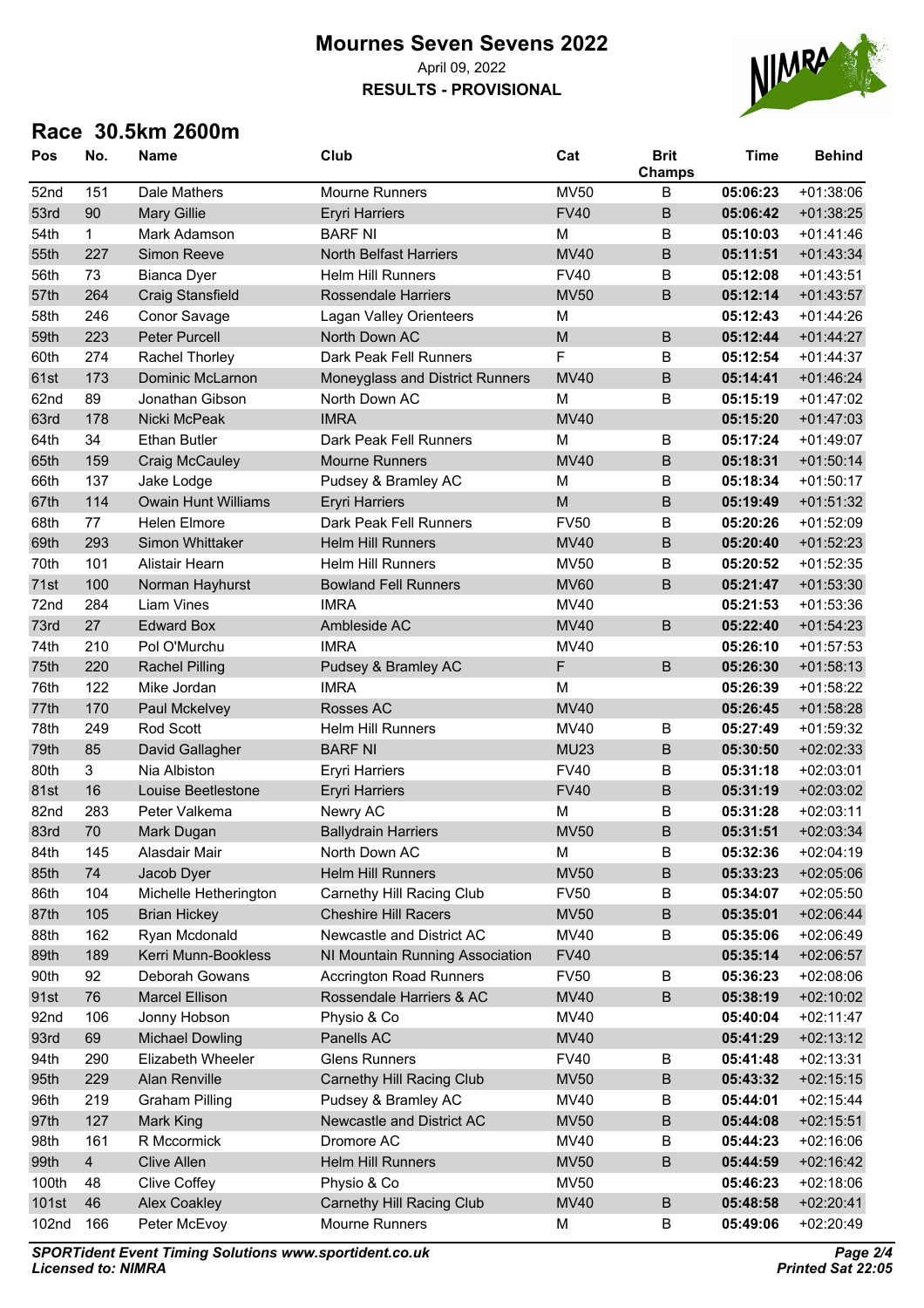# Mournes Seven Sevens 2022

April 09, 2022

**RESULTS - PROVISIONAL**

## Race 30.5km 2600m

| Pos | No. | Name | Club | Cat | Brit Champs | Time | Behind |
|---|---|---|---|---|---|---|---|
| 52nd | 151 | Dale Mathers | Mourne Runners | MV50 | B | **05:06:23** | +01:38:06 |
| 53rd | 90 | Mary Gillie | Eryri Harriers | FV40 | B | **05:06:42** | +01:38:25 |
| 54th | 1 | Mark Adamson | BARF NI | M | B | **05:10:03** | +01:41:46 |
| 55th | 227 | Simon Reeve | North Belfast Harriers | MV40 | B | **05:11:51** | +01:43:34 |
| 56th | 73 | Bianca Dyer | Helm Hill Runners | FV40 | B | **05:12:08** | +01:43:51 |
| 57th | 264 | Craig Stansfield | Rossendale Harriers | MV50 | B | **05:12:14** | +01:43:57 |
| 58th | 246 | Conor Savage | Lagan Valley Orienteers | M | | **05:12:43** | +01:44:26 |
| 59th | 223 | Peter Purcell | North Down AC | M | B | **05:12:44** | +01:44:27 |
| 60th | 274 | Rachel Thorley | Dark Peak Fell Runners | F | B | **05:12:54** | +01:44:37 |
| 61st | 173 | Dominic McLarnon | Moneyglass and District Runners | MV40 | B | **05:14:41** | +01:46:24 |
| 62nd | 89 | Jonathan Gibson | North Down AC | M | B | **05:15:19** | +01:47:02 |
| 63rd | 178 | Nicki McPeak | IMRA | MV40 | | **05:15:20** | +01:47:03 |
| 64th | 34 | Ethan Butler | Dark Peak Fell Runners | M | B | **05:17:24** | +01:49:07 |
| 65th | 159 | Craig McCauley | Mourne Runners | MV40 | B | **05:18:31** | +01:50:14 |
| 66th | 137 | Jake Lodge | Pudsey & Bramley AC | M | B | **05:18:34** | +01:50:17 |
| 67th | 114 | Owain Hunt Williams | Eryri Harriers | M | B | **05:19:49** | +01:51:32 |
| 68th | 77 | Helen Elmore | Dark Peak Fell Runners | FV50 | B | **05:20:26** | +01:52:09 |
| 69th | 293 | Simon Whittaker | Helm Hill Runners | MV40 | B | **05:20:40** | +01:52:23 |
| 70th | 101 | Alistair Hearn | Helm Hill Runners | MV50 | B | **05:20:52** | +01:52:35 |
| 71st | 100 | Norman Hayhurst | Bowland Fell Runners | MV60 | B | **05:21:47** | +01:53:30 |
| 72nd | 284 | Liam Vines | IMRA | MV40 | | **05:21:53** | +01:53:36 |
| 73rd | 27 | Edward Box | Ambleside AC | MV40 | B | **05:22:40** | +01:54:23 |
| 74th | 210 | Pol O'Murchu | IMRA | MV40 | | **05:26:10** | +01:57:53 |
| 75th | 220 | Rachel Pilling | Pudsey & Bramley AC | F | B | **05:26:30** | +01:58:13 |
| 76th | 122 | Mike Jordan | IMRA | M | | **05:26:39** | +01:58:22 |
| 77th | 170 | Paul Mckelvey | Rosses AC | MV40 | | **05:26:45** | +01:58:28 |
| 78th | 249 | Rod Scott | Helm Hill Runners | MV40 | B | **05:27:49** | +01:59:32 |
| 79th | 85 | David Gallagher | BARF NI | MU23 | B | **05:30:50** | +02:02:33 |
| 80th | 3 | Nia Albiston | Eryri Harriers | FV40 | B | **05:31:18** | +02:03:01 |
| 81st | 16 | Louise Beetlestone | Eryri Harriers | FV40 | B | **05:31:19** | +02:03:02 |
| 82nd | 283 | Peter Valkema | Newry AC | M | B | **05:31:28** | +02:03:11 |
| 83rd | 70 | Mark Dugan | Ballydrain Harriers | MV50 | B | **05:31:51** | +02:03:34 |
| 84th | 145 | Alasdair Mair | North Down AC | M | B | **05:32:36** | +02:04:19 |
| 85th | 74 | Jacob Dyer | Helm Hill Runners | MV50 | B | **05:33:23** | +02:05:06 |
| 86th | 104 | Michelle Hetherington | Carnethy Hill Racing Club | FV50 | B | **05:34:07** | +02:05:50 |
| 87th | 105 | Brian Hickey | Cheshire Hill Racers | MV50 | B | **05:35:01** | +02:06:44 |
| 88th | 162 | Ryan Mcdonald | Newcastle and District AC | MV40 | B | **05:35:06** | +02:06:49 |
| 89th | 189 | Kerri Munn-Bookless | NI Mountain Running Association | FV40 | | **05:35:14** | +02:06:57 |
| 90th | 92 | Deborah Gowans | Accrington Road Runners | FV50 | B | **05:36:23** | +02:08:06 |
| 91st | 76 | Marcel Ellison | Rossendale Harriers & AC | MV40 | B | **05:38:19** | +02:10:02 |
| 92nd | 106 | Jonny Hobson | Physio & Co | MV40 | | **05:40:04** | +02:11:47 |
| 93rd | 69 | Michael Dowling | Panells AC | MV40 | | **05:41:29** | +02:13:12 |
| 94th | 290 | Elizabeth Wheeler | Glens Runners | FV40 | B | **05:41:48** | +02:13:31 |
| 95th | 229 | Alan Renville | Carnethy Hill Racing Club | MV50 | B | **05:43:32** | +02:15:15 |
| 96th | 219 | Graham Pilling | Pudsey & Bramley AC | MV40 | B | **05:44:01** | +02:15:44 |
| 97th | 127 | Mark King | Newcastle and District AC | MV50 | B | **05:44:08** | +02:15:51 |
| 98th | 161 | R Mccormick | Dromore AC | MV40 | B | **05:44:23** | +02:16:06 |
| 99th | 4 | Clive Allen | Helm Hill Runners | MV50 | B | **05:44:59** | +02:16:42 |
| 100th | 48 | Clive Coffey | Physio & Co | MV50 | | **05:46:23** | +02:18:06 |
| 101st | 46 | Alex Coakley | Carnethy Hill Racing Club | MV40 | B | **05:48:58** | +02:20:41 |
| 102nd | 166 | Peter McEvoy | Mourne Runners | M | B | **05:49:06** | +02:20:49 |

***SPORTident Event Timing Solutions www.sportident.co.uk***
***Licensed to: NIMRA***

***Printed Sat 22:05***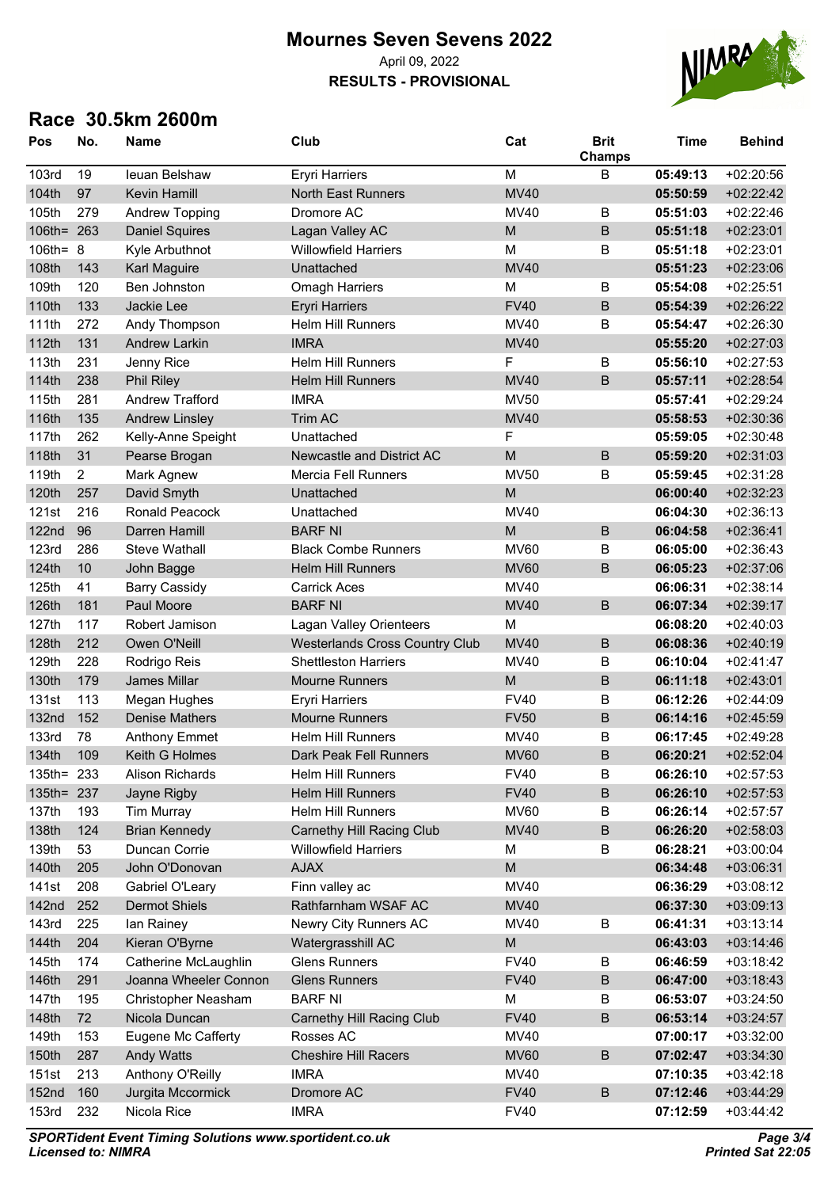# Mournes Seven Sevens 2022

April 09, 2022

**RESULTS - PROVISIONAL**

## Race 30.5km 2600m

| Pos | No. | Name | Club | Cat | Brit Champs | Time | Behind |
|---|---|---|---|---|---|---|---|
| 103rd | 19 | Ieuan Belshaw | Eryri Harriers | M | B | **05:49:13** | +02:20:56 |
| 104th | 97 | Kevin Hamill | North East Runners | MV40 | | **05:50:59** | +02:22:42 |
| 105th | 279 | Andrew Topping | Dromore AC | MV40 | B | **05:51:03** | +02:22:46 |
| 106th= | 263 | Daniel Squires | Lagan Valley AC | M | B | **05:51:18** | +02:23:01 |
| 106th= | 8 | Kyle Arbuthnot | Willowfield Harriers | M | B | **05:51:18** | +02:23:01 |
| 108th | 143 | Karl Maguire | Unattached | MV40 | | **05:51:23** | +02:23:06 |
| 109th | 120 | Ben Johnston | Omagh Harriers | M | B | **05:54:08** | +02:25:51 |
| 110th | 133 | Jackie Lee | Eryri Harriers | FV40 | B | **05:54:39** | +02:26:22 |
| 111th | 272 | Andy Thompson | Helm Hill Runners | MV40 | B | **05:54:47** | +02:26:30 |
| 112th | 131 | Andrew Larkin | IMRA | MV40 | | **05:55:20** | +02:27:03 |
| 113th | 231 | Jenny Rice | Helm Hill Runners | F | B | **05:56:10** | +02:27:53 |
| 114th | 238 | Phil Riley | Helm Hill Runners | MV40 | B | **05:57:11** | +02:28:54 |
| 115th | 281 | Andrew Trafford | IMRA | MV50 | | **05:57:41** | +02:29:24 |
| 116th | 135 | Andrew Linsley | Trim AC | MV40 | | **05:58:53** | +02:30:36 |
| 117th | 262 | Kelly-Anne Speight | Unattached | F | | **05:59:05** | +02:30:48 |
| 118th | 31 | Pearse Brogan | Newcastle and District AC | M | B | **05:59:20** | +02:31:03 |
| 119th | 2 | Mark Agnew | Mercia Fell Runners | MV50 | B | **05:59:45** | +02:31:28 |
| 120th | 257 | David Smyth | Unattached | M | | **06:00:40** | +02:32:23 |
| 121st | 216 | Ronald Peacock | Unattached | MV40 | | **06:04:30** | +02:36:13 |
| 122nd | 96 | Darren Hamill | BARF NI | M | B | **06:04:58** | +02:36:41 |
| 123rd | 286 | Steve Wathall | Black Combe Runners | MV60 | B | **06:05:00** | +02:36:43 |
| 124th | 10 | John Bagge | Helm Hill Runners | MV60 | B | **06:05:23** | +02:37:06 |
| 125th | 41 | Barry Cassidy | Carrick Aces | MV40 | | **06:06:31** | +02:38:14 |
| 126th | 181 | Paul Moore | BARF NI | MV40 | B | **06:07:34** | +02:39:17 |
| 127th | 117 | Robert Jamison | Lagan Valley Orienteers | M | | **06:08:20** | +02:40:03 |
| 128th | 212 | Owen O'Neill | Westerlands Cross Country Club | MV40 | B | **06:08:36** | +02:40:19 |
| 129th | 228 | Rodrigo Reis | Shettleston Harriers | MV40 | B | **06:10:04** | +02:41:47 |
| 130th | 179 | James Millar | Mourne Runners | M | B | **06:11:18** | +02:43:01 |
| 131st | 113 | Megan Hughes | Eryri Harriers | FV40 | B | **06:12:26** | +02:44:09 |
| 132nd | 152 | Denise Mathers | Mourne Runners | FV50 | B | **06:14:16** | +02:45:59 |
| 133rd | 78 | Anthony Emmet | Helm Hill Runners | MV40 | B | **06:17:45** | +02:49:28 |
| 134th | 109 | Keith G Holmes | Dark Peak Fell Runners | MV60 | B | **06:20:21** | +02:52:04 |
| 135th= | 233 | Alison Richards | Helm Hill Runners | FV40 | B | **06:26:10** | +02:57:53 |
| 135th= | 237 | Jayne Rigby | Helm Hill Runners | FV40 | B | **06:26:10** | +02:57:53 |
| 137th | 193 | Tim Murray | Helm Hill Runners | MV60 | B | **06:26:14** | +02:57:57 |
| 138th | 124 | Brian Kennedy | Carnethy Hill Racing Club | MV40 | B | **06:26:20** | +02:58:03 |
| 139th | 53 | Duncan Corrie | Willowfield Harriers | M | B | **06:28:21** | +03:00:04 |
| 140th | 205 | John O'Donovan | AJAX | M | | **06:34:48** | +03:06:31 |
| 141st | 208 | Gabriel O'Leary | Finn valley ac | MV40 | | **06:36:29** | +03:08:12 |
| 142nd | 252 | Dermot Shiels | Rathfarnham WSAF AC | MV40 | | **06:37:30** | +03:09:13 |
| 143rd | 225 | Ian Rainey | Newry City Runners AC | MV40 | B | **06:41:31** | +03:13:14 |
| 144th | 204 | Kieran O'Byrne | Watergrasshill AC | M | | **06:43:03** | +03:14:46 |
| 145th | 174 | Catherine McLaughlin | Glens Runners | FV40 | B | **06:46:59** | +03:18:42 |
| 146th | 291 | Joanna Wheeler Connon | Glens Runners | FV40 | B | **06:47:00** | +03:18:43 |
| 147th | 195 | Christopher Neasham | BARF NI | M | B | **06:53:07** | +03:24:50 |
| 148th | 72 | Nicola Duncan | Carnethy Hill Racing Club | FV40 | B | **06:53:14** | +03:24:57 |
| 149th | 153 | Eugene Mc Cafferty | Rosses AC | MV40 | | **07:00:17** | +03:32:00 |
| 150th | 287 | Andy Watts | Cheshire Hill Racers | MV60 | B | **07:02:47** | +03:34:30 |
| 151st | 213 | Anthony O'Reilly | IMRA | MV40 | | **07:10:35** | +03:42:18 |
| 152nd | 160 | Jurgita Mccormick | Dromore AC | FV40 | B | **07:12:46** | +03:44:29 |
| 153rd | 232 | Nicola Rice | IMRA | FV40 | | **07:12:59** | +03:44:42 |

***SPORTident Event Timing Solutions www.sportident.co.uk***
***Licensed to: NIMRA***

***Printed Sat 22:05***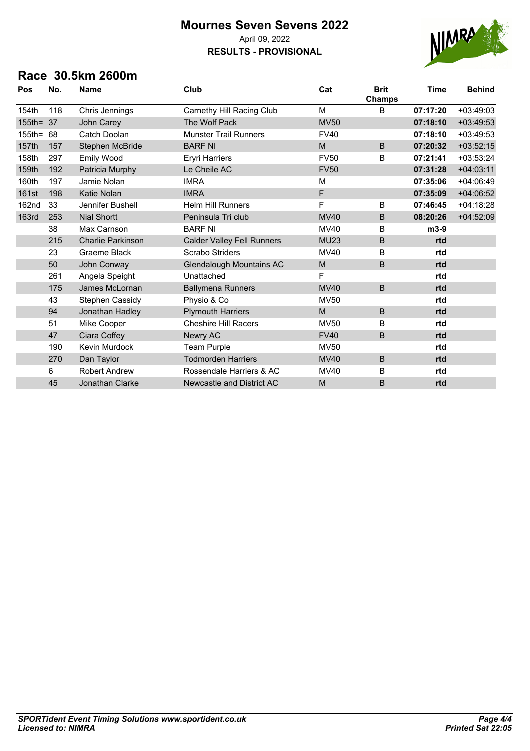# Mournes Seven Sevens 2022

April 09, 2022

**RESULTS - PROVISIONAL**

## Race 30.5km 2600m

| Pos | No. | Name | Club | Cat | Brit Champs | Time | Behind |
|---|---|---|---|---|---|---|---|
| 154th | 118 | Chris Jennings | Carnethy Hill Racing Club | M | B | **07:17:20** | +03:49:03 |
| 155th= | 37 | John Carey | The Wolf Pack | MV50 | | **07:18:10** | +03:49:53 |
| 155th= | 68 | Catch Doolan | Munster Trail Runners | FV40 | | **07:18:10** | +03:49:53 |
| 157th | 157 | Stephen McBride | BARF NI | M | B | **07:20:32** | +03:52:15 |
| 158th | 297 | Emily Wood | Eryri Harriers | FV50 | B | **07:21:41** | +03:53:24 |
| 159th | 192 | Patricia Murphy | Le Cheile AC | FV50 | | **07:31:28** | +04:03:11 |
| 160th | 197 | Jamie Nolan | IMRA | M | | **07:35:06** | +04:06:49 |
| 161st | 198 | Katie Nolan | IMRA | F | | **07:35:09** | +04:06:52 |
| 162nd | 33 | Jennifer Bushell | Helm Hill Runners | F | B | **07:46:45** | +04:18:28 |
| 163rd | 253 | Nial Shortt | Peninsula Tri club | MV40 | B | **08:20:26** | +04:52:09 |
| | 38 | Max Carnson | BARF NI | MV40 | B | **m3-9** | |
| | 215 | Charlie Parkinson | Calder Valley Fell Runners | MU23 | B | **rtd** | |
| | 23 | Graeme Black | Scrabo Striders | MV40 | B | **rtd** | |
| | 50 | John Conway | Glendalough Mountains AC | M | B | **rtd** | |
| | 261 | Angela Speight | Unattached | F | | **rtd** | |
| | 175 | James McLornan | Ballymena Runners | MV40 | B | **rtd** | |
| | 43 | Stephen Cassidy | Physio & Co | MV50 | | **rtd** | |
| | 94 | Jonathan Hadley | Plymouth Harriers | M | B | **rtd** | |
| | 51 | Mike Cooper | Cheshire Hill Racers | MV50 | B | **rtd** | |
| | 47 | Ciara Coffey | Newry AC | FV40 | B | **rtd** | |
| | 190 | Kevin Murdock | Team Purple | MV50 | | **rtd** | |
| | 270 | Dan Taylor | Todmorden Harriers | MV40 | B | **rtd** | |
| | 6 | Robert Andrew | Rossendale Harriers & AC | MV40 | B | **rtd** | |
| | 45 | Jonathan Clarke | Newcastle and District AC | M | B | **rtd** | |

***SPORTident Event Timing Solutions www.sportident.co.uk***
***Licensed to: NIMRA***

***Printed Sat 22:05***